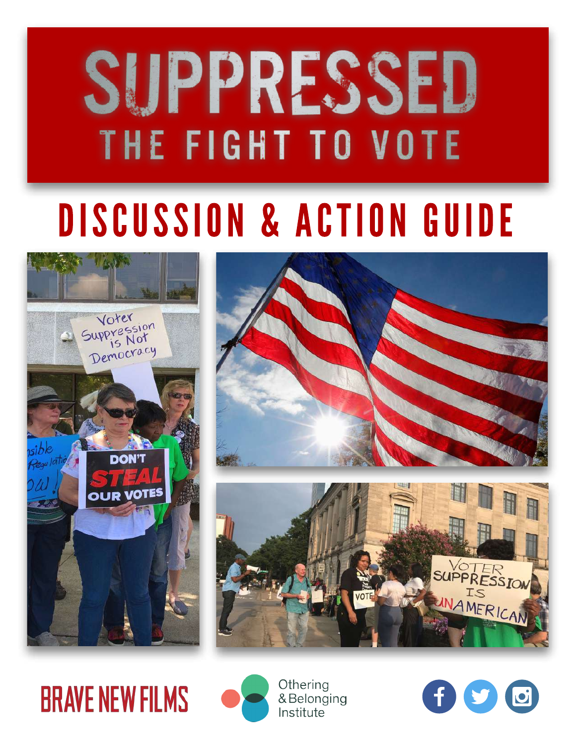# SUPPRESSED

## THE FIGHT TO VOTE

# DISCUSSION & ACTION GUIDE

BRAVE NEW FILMS

Othering & Belonging Institute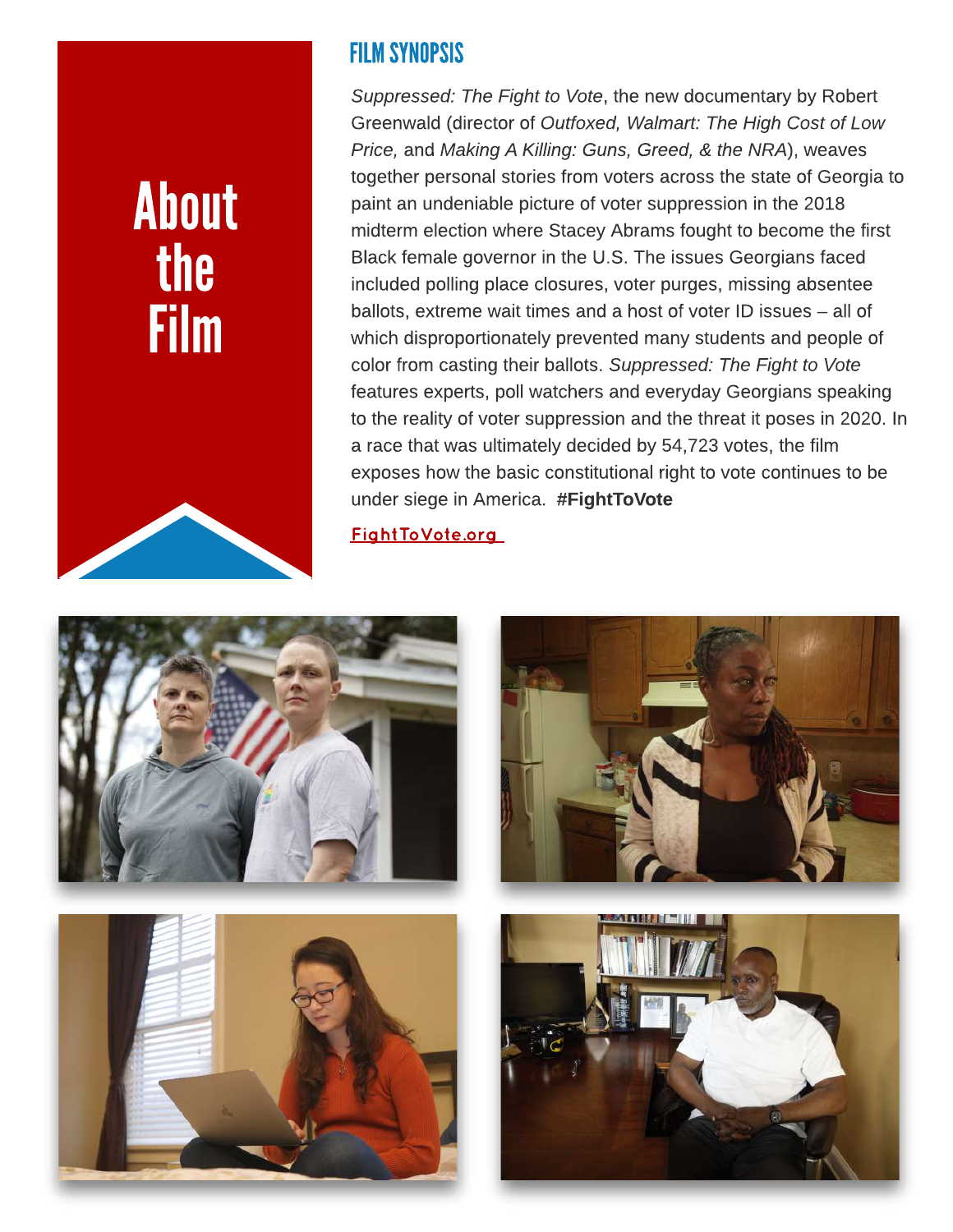# About the Film

## FILM SYNOPSIS

*Suppressed: The Fight to Vote*, the new documentary by Robert Greenwald (director of *Outfoxed, Walmart: The High Cost of Low Price,* and *Making A Killing: Guns, Greed, & the NRA*), weaves together personal stories from voters across the state of Georgia to paint an undeniable picture of voter suppression in the 2018 midterm election where Stacey Abrams fought to become the first Black female governor in the U.S. The issues Georgians faced included polling place closures, voter purges, missing absentee ballots, extreme wait times and a host of voter ID issues – all of which disproportionately prevented many students and people of color from casting their ballots. *Suppressed: The Fight to Vote* features experts, poll watchers and everyday Georgians speaking to the reality of voter suppression and the threat it poses in 2020. In a race that was ultimately decided by 54,723 votes, the film exposes how the basic constitutional right to vote continues to be under siege in America. **#FightToVote**

FightToVote.org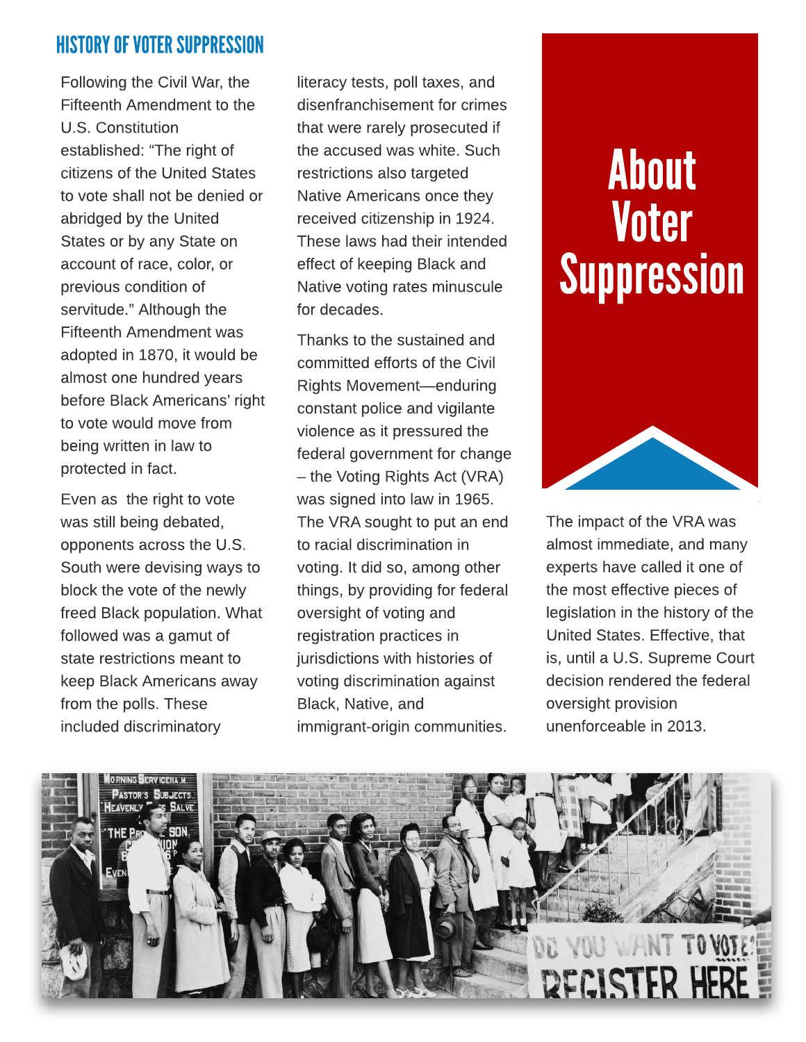## HISTORY OF VOTER SUPPRESSION

# About Voter Suppression

Following the Civil War, the Fifteenth Amendment to the U.S. Constitution established: "The right of citizens of the United States to vote shall not be denied or abridged by the United States or by any State on account of race, color, or previous condition of servitude." Although the Fifteenth Amendment was adopted in 1870, it would be almost one hundred years before Black Americans' right to vote would move from being written in law to protected in fact.

Even as the right to vote was still being debated, opponents across the U.S. South were devising ways to block the vote of the newly freed Black population. What followed was a gamut of state restrictions meant to keep Black Americans away from the polls. These included discriminatory literacy tests, poll taxes, and disenfranchisement for crimes that were rarely prosecuted if the accused was white. Such restrictions also targeted Native Americans once they received citizenship in 1924. These laws had their intended effect of keeping Black and Native voting rates minuscule for decades.

Thanks to the sustained and committed efforts of the Civil Rights Movement—enduring constant police and vigilante violence as it pressured the federal government for change – the Voting Rights Act (VRA) was signed into law in 1965. The VRA sought to put an end to racial discrimination in voting. It did so, among other things, by providing for federal oversight of voting and registration practices in jurisdictions with histories of voting discrimination against Black, Native, and immigrant-origin communities.

The impact of the VRA was almost immediate, and many experts have called it one of the most effective pieces of legislation in the history of the United States. Effective, that is, until a U.S. Supreme Court decision rendered the federal oversight provision unenforceable in 2013.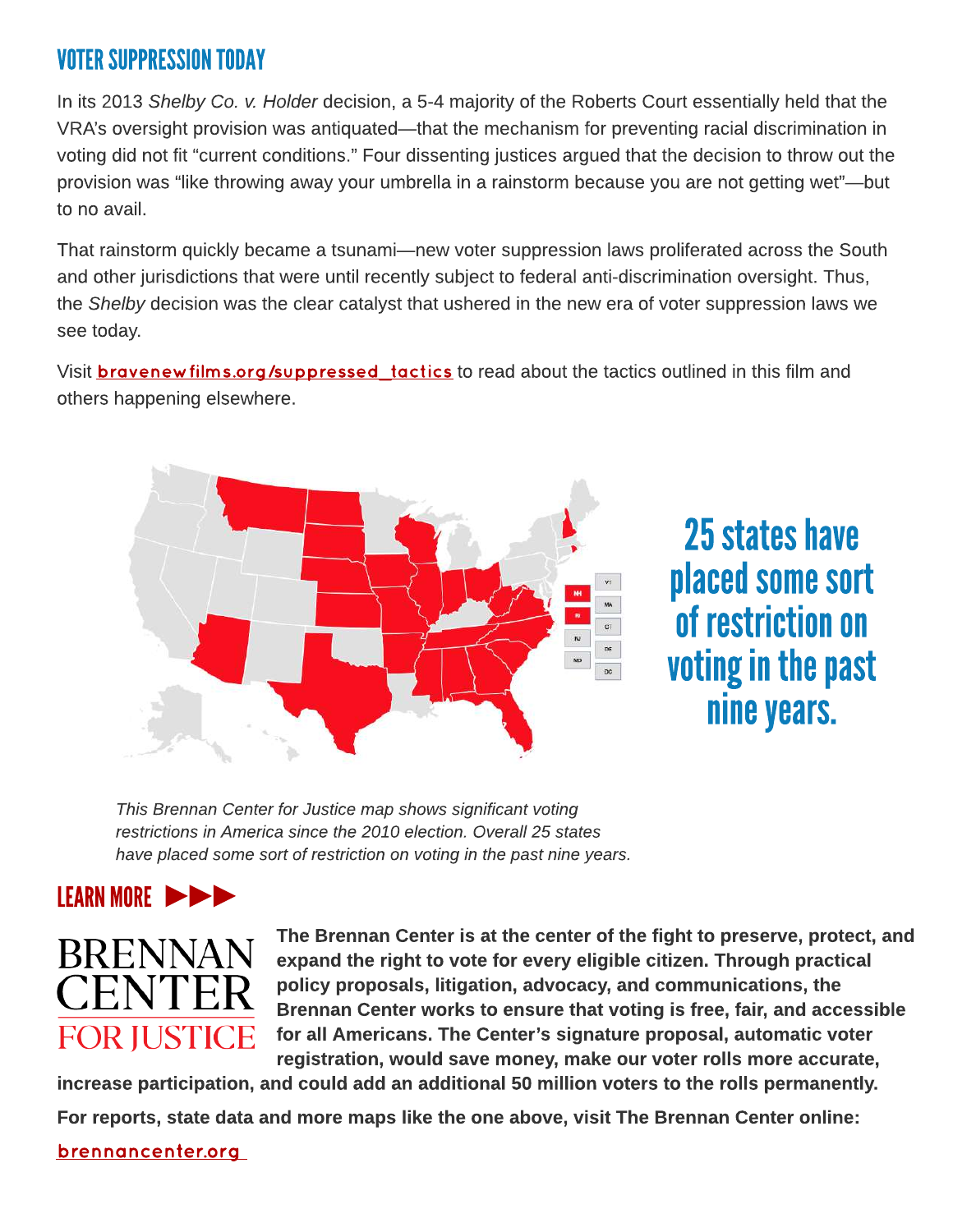## VOTER SUPPRESSION TODAY

In its 2013 *Shelby Co. v. Holder* decision, a 5-4 majority of the Roberts Court essentially held that the VRA's oversight provision was antiquated—that the mechanism for preventing racial discrimination in voting did not fit "current conditions." Four dissenting justices argued that the decision to throw out the provision was "like throwing away your umbrella in a rainstorm because you are not getting wet"—but to no avail.

That rainstorm quickly became a tsunami—new voter suppression laws proliferated across the South and other jurisdictions that were until recently subject to federal anti-discrimination oversight. Thus, the *Shelby* decision was the clear catalyst that ushered in the new era of voter suppression laws we see today.

Visit **bravenewfilms.org/suppressed_tactics** to read about the tactics outlined in this film and others happening elsewhere.

25 states have placed some sort of restriction on voting in the past nine years.

*This Brennan Center for Justice map shows significant voting restrictions in America since the 2010 election. Overall 25 states have placed some sort of restriction on voting in the past nine years.*

## LEARN MORE ▶▶▶

BRENNAN CENTER FOR JUSTICE

**The Brennan Center is at the center of the fight to preserve, protect, and expand the right to vote for every eligible citizen. Through practical policy proposals, litigation, advocacy, and communications, the Brennan Center works to ensure that voting is free, fair, and accessible for all Americans. The Center's signature proposal, automatic voter registration, would save money, make our voter rolls more accurate, increase participation, and could add an additional 50 million voters to the rolls permanently.**

**For reports, state data and more maps like the one above, visit The Brennan Center online:**

**brennancenter.org**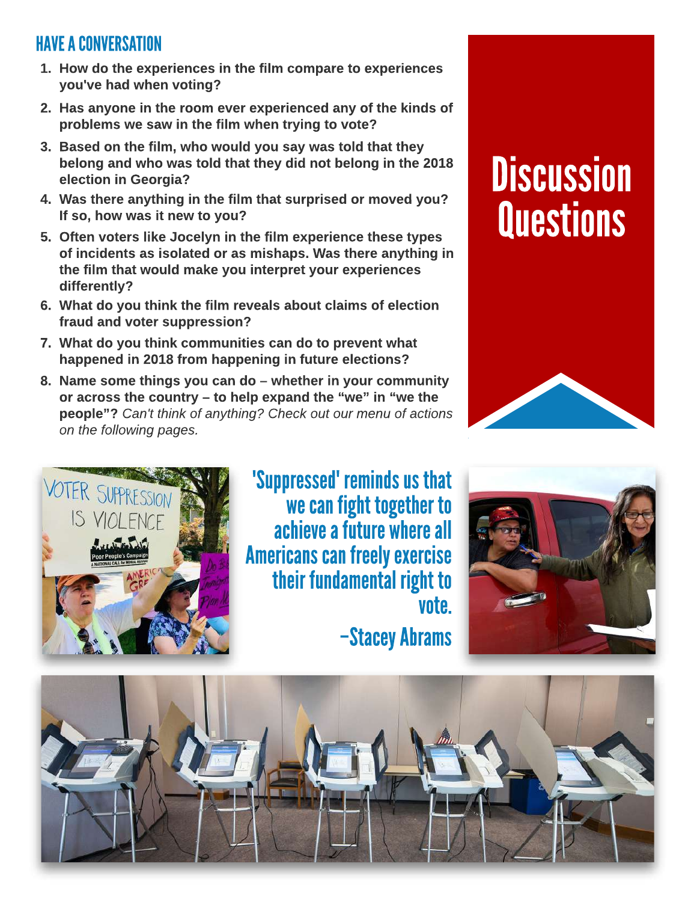## HAVE A CONVERSATION

1. How do the experiences in the film compare to experiences you've had when voting?
2. Has anyone in the room ever experienced any of the kinds of problems we saw in the film when trying to vote?
3. Based on the film, who would you say was told that they belong and who was told that they did not belong in the 2018 election in Georgia?
4. Was there anything in the film that surprised or moved you? If so, how was it new to you?
5. Often voters like Jocelyn in the film experience these types of incidents as isolated or as mishaps. Was there anything in the film that would make you interpret your experiences differently?
6. What do you think the film reveals about claims of election fraud and voter suppression?
7. What do you think communities can do to prevent what happened in 2018 from happening in future elections?
8. Name some things you can do – whether in your community or across the country – to help expand the "we" in "we the people"? *Can't think of anything? Check out our menu of actions on the following pages.*

# Discussion Questions

'Suppressed' reminds us that we can fight together to achieve a future where all Americans can freely exercise their fundamental right to vote.

–Stacey Abrams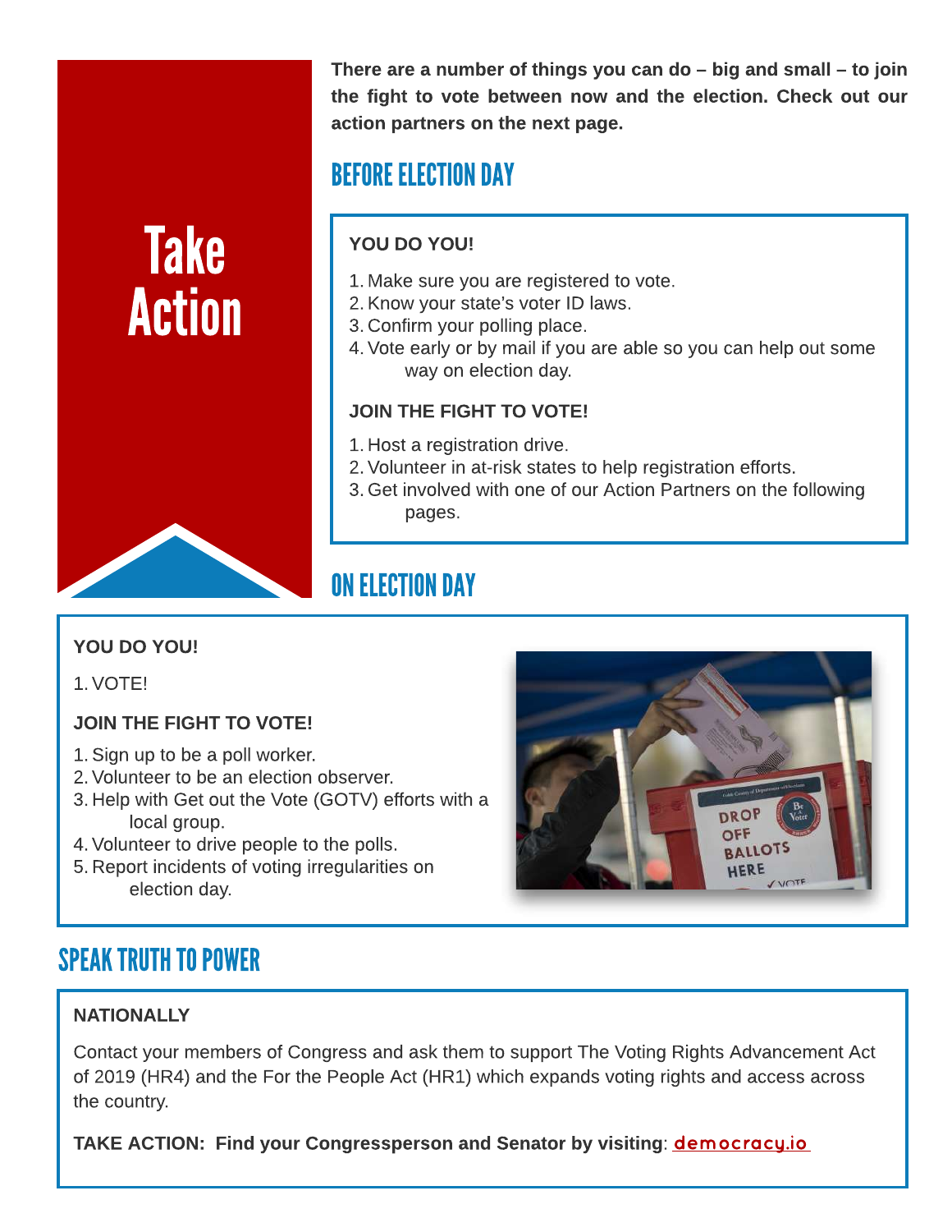# Take Action

**There are a number of things you can do – big and small – to join the fight to vote between now and the election. Check out our action partners on the next page.**

## BEFORE ELECTION DAY

**YOU DO YOU!**

1. Make sure you are registered to vote.
2. Know your state's voter ID laws.
3. Confirm your polling place.
4. Vote early or by mail if you are able so you can help out some way on election day.

**JOIN THE FIGHT TO VOTE!**

1. Host a registration drive.
2. Volunteer in at-risk states to help registration efforts.
3. Get involved with one of our Action Partners on the following pages.

## ON ELECTION DAY

**YOU DO YOU!**

1. VOTE!

**JOIN THE FIGHT TO VOTE!**

1. Sign up to be a poll worker.
2. Volunteer to be an election observer.
3. Help with Get out the Vote (GOTV) efforts with a local group.
4. Volunteer to drive people to the polls.
5. Report incidents of voting irregularities on election day.

## SPEAK TRUTH TO POWER

**NATIONALLY**

Contact your members of Congress and ask them to support The Voting Rights Advancement Act of 2019 (HR4) and the For the People Act (HR1) which expands voting rights and access across the country.

**TAKE ACTION: Find your Congressperson and Senator by visiting**: democracy.io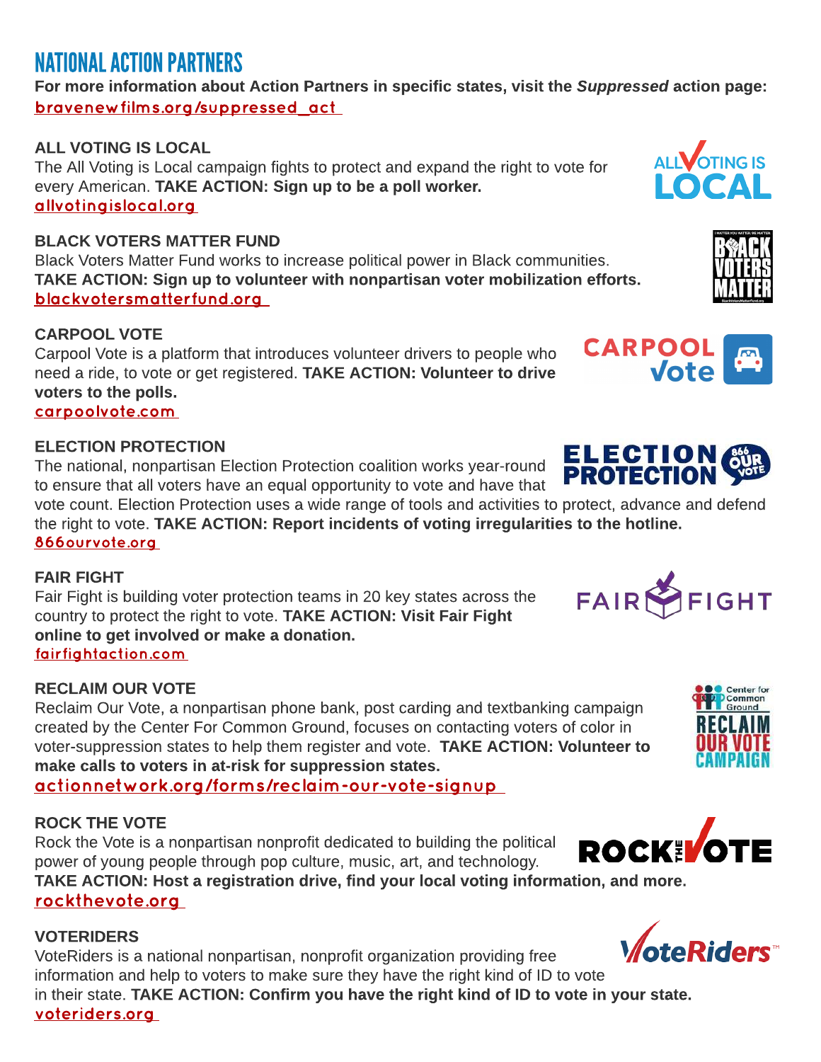# NATIONAL ACTION PARTNERS

**For more information about Action Partners in specific states, visit the *Suppressed* action page:**
bravenewfilms.org/suppressed_act

### ALL VOTING IS LOCAL

The All Voting is Local campaign fights to protect and expand the right to vote for every American. **TAKE ACTION: Sign up to be a poll worker.**
allvotingislocal.org

### BLACK VOTERS MATTER FUND

Black Voters Matter Fund works to increase political power in Black communities. **TAKE ACTION: Sign up to volunteer with nonpartisan voter mobilization efforts.**
blackvotersmatterfund.org

### CARPOOL VOTE

Carpool Vote is a platform that introduces volunteer drivers to people who need a ride, to vote or get registered. **TAKE ACTION: Volunteer to drive voters to the polls.**
carpoolvote.com

### ELECTION PROTECTION

The national, nonpartisan Election Protection coalition works year-round to ensure that all voters have an equal opportunity to vote and have that vote count. Election Protection uses a wide range of tools and activities to protect, advance and defend the right to vote. **TAKE ACTION: Report incidents of voting irregularities to the hotline.**
866ourvote.org

### FAIR FIGHT

Fair Fight is building voter protection teams in 20 key states across the country to protect the right to vote. **TAKE ACTION: Visit Fair Fight online to get involved or make a donation.**
fairfightaction.com

### RECLAIM OUR VOTE

Reclaim Our Vote, a nonpartisan phone bank, post carding and textbanking campaign created by the Center For Common Ground, focuses on contacting voters of color in voter-suppression states to help them register and vote. **TAKE ACTION: Volunteer to make calls to voters in at-risk for suppression states.**
actionnetwork.org/forms/reclaim-our-vote-signup

### ROCK THE VOTE

Rock the Vote is a nonpartisan nonprofit dedicated to building the political power of young people through pop culture, music, art, and technology. **TAKE ACTION: Host a registration drive, find your local voting information, and more.**
rockthevote.org

### VOTERIDERS

VoteRiders is a national nonpartisan, nonprofit organization providing free information and help to voters to make sure they have the right kind of ID to vote in their state. **TAKE ACTION: Confirm you have the right kind of ID to vote in your state.**
voteriders.org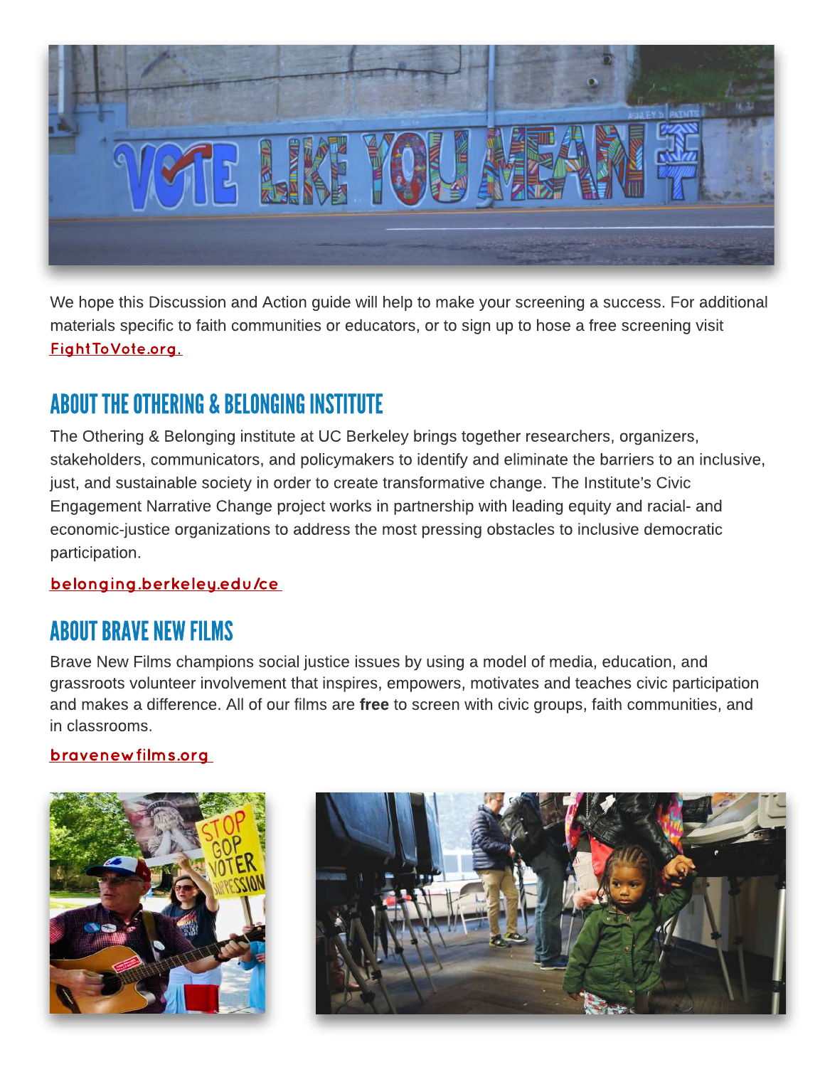We hope this Discussion and Action guide will help to make your screening a success. For additional materials specific to faith communities or educators, or to sign up to hose a free screening visit FightToVote.org.

## ABOUT THE OTHERING & BELONGING INSTITUTE

The Othering & Belonging institute at UC Berkeley brings together researchers, organizers, stakeholders, communicators, and policymakers to identify and eliminate the barriers to an inclusive, just, and sustainable society in order to create transformative change. The Institute's Civic Engagement Narrative Change project works in partnership with leading equity and racial- and economic-justice organizations to address the most pressing obstacles to inclusive democratic participation.

belonging.berkeley.edu/ce

## ABOUT BRAVE NEW FILMS

Brave New Films champions social justice issues by using a model of media, education, and grassroots volunteer involvement that inspires, empowers, motivates and teaches civic participation and makes a difference. All of our films are **free** to screen with civic groups, faith communities, and in classrooms.

bravenewfilms.org